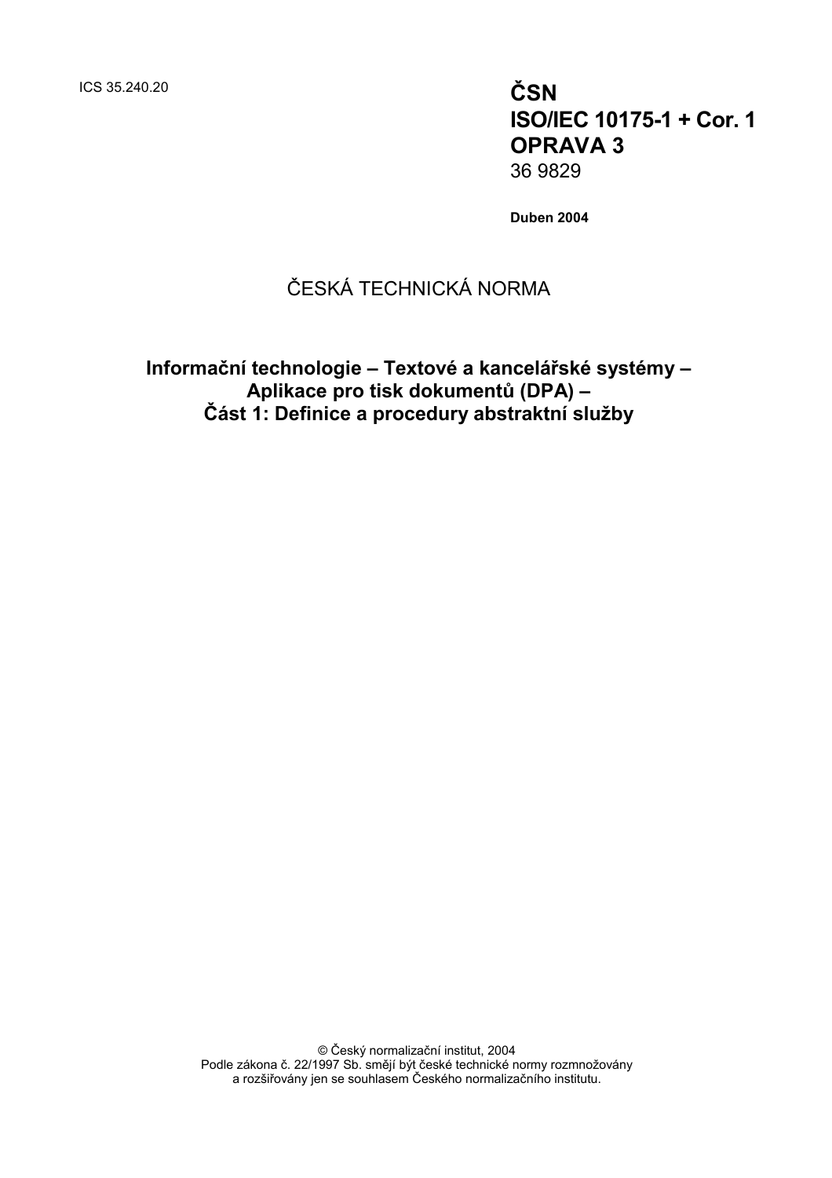ICS 35.240.20

**ČSN**
**ISO/IEC 10175-1 + Cor. 1**
**OPRAVA 3**
36 9829

**Duben 2004**

ČESKÁ TECHNICKÁ NORMA

# Informační technologie – Textové a kancelářské systémy – Aplikace pro tisk dokumentů (DPA) – Část 1: Definice a procedury abstraktní služby

© Český normalizační institut, 2004
Podle zákona č. 22/1997 Sb. smějí být české technické normy rozmnožovány a rozšiřovány jen se souhlasem Českého normalizačního institutu.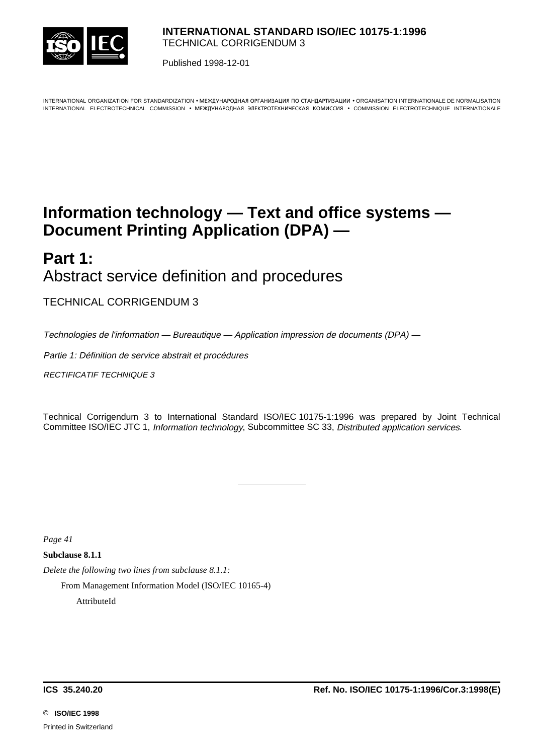**INTERNATIONAL STANDARD ISO/IEC 10175-1:1996**
TECHNICAL CORRIGENDUM 3

Published 1998-12-01

INTERNATIONAL ORGANIZATION FOR STANDARDIZATION • МЕЖДУНАРОДНАЯ ОРГАНИЗАЦИЯ ПО СТАНДАРТИЗАЦИИ • ORGANISATION INTERNATIONALE DE NORMALISATION
INTERNATIONAL ELECTROTECHNICAL COMMISSION • МЕЖДУНАРОДНАЯ ЭЛЕКТРОТЕХНИЧЕСКАЯ КОМИССИЯ • COMMISSION ÉLECTROTECHNIQUE INTERNATIONALE

# Information technology — Text and office systems — Document Printing Application (DPA) —

## Part 1: Abstract service definition and procedures

TECHNICAL CORRIGENDUM 3

*Technologies de l'information — Bureautique — Application impression de documents (DPA) —*

*Partie 1: Définition de service abstrait et procédures*

*RECTIFICATIF TECHNIQUE 3*

Technical Corrigendum 3 to International Standard ISO/IEC 10175-1:1996 was prepared by Joint Technical Committee ISO/IEC JTC 1, *Information technology*, Subcommittee SC 33, *Distributed application services*.

---

*Page 41*

**Subclause 8.1.1**

*Delete the following two lines from subclause 8.1.1:*

From Management Information Model (ISO/IEC 10165-4)

AttributeId

**ICS 35.240.20** **Ref. No. ISO/IEC 10175-1:1996/Cor.3:1998(E)**

© **ISO/IEC 1998**

Printed in Switzerland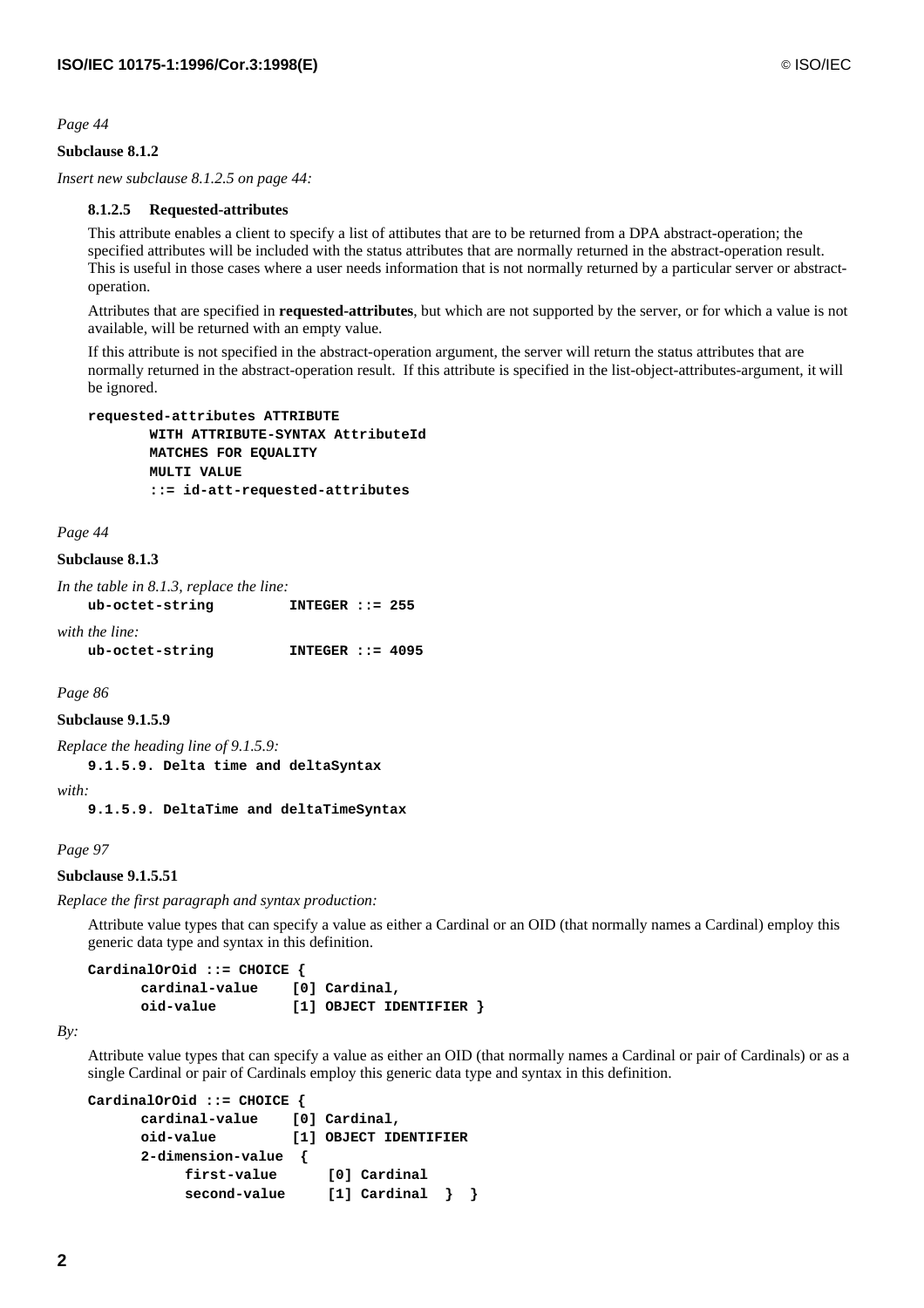*Page 44*

**Subclause 8.1.2**

*Insert new subclause 8.1.2.5 on page 44:*

#### 8.1.2.5 Requested-attributes

This attribute enables a client to specify a list of attibutes that are to be returned from a DPA abstract-operation; the specified attributes will be included with the status attributes that are normally returned in the abstract-operation result. This is useful in those cases where a user needs information that is not normally returned by a particular server or abstract-operation.

Attributes that are specified in **requested-attributes**, but which are not supported by the server, or for which a value is not available, will be returned with an empty value.

If this attribute is not specified in the abstract-operation argument, the server will return the status attributes that are normally returned in the abstract-operation result. If this attribute is specified in the list-object-attributes-argument, it will be ignored.

```
requested-attributes ATTRIBUTE
        WITH ATTRIBUTE-SYNTAX AttributeId
        MATCHES FOR EQUALITY
        MULTI VALUE
        ::= id-att-requested-attributes
```

*Page 44*

**Subclause 8.1.3**

*In the table in 8.1.3, replace the line:*

```
ub-octet-string         INTEGER ::= 255
```

*with the line:*

```
ub-octet-string         INTEGER ::= 4095
```

*Page 86*

**Subclause 9.1.5.9**

*Replace the heading line of 9.1.5.9:*

```
9.1.5.9. Delta time and deltaSyntax
```

*with:*

```
9.1.5.9. DeltaTime and deltaTimeSyntax
```

*Page 97*

**Subclause 9.1.5.51**

*Replace the first paragraph and syntax production:*

Attribute value types that can specify a value as either a Cardinal or an OID (that normally names a Cardinal) employ this generic data type and syntax in this definition.

```
CardinalOrOid ::= CHOICE {
      cardinal-value    [0] Cardinal,
      oid-value         [1] OBJECT IDENTIFIER }
```

*By:*

Attribute value types that can specify a value as either an OID (that normally names a Cardinal or pair of Cardinals) or as a single Cardinal or pair of Cardinals employ this generic data type and syntax in this definition.

```
CardinalOrOid ::= CHOICE {
      cardinal-value    [0] Cardinal,
      oid-value         [1] OBJECT IDENTIFIER
      2-dimension-value  {
           first-value      [0] Cardinal
           second-value     [1] Cardinal  }  }
```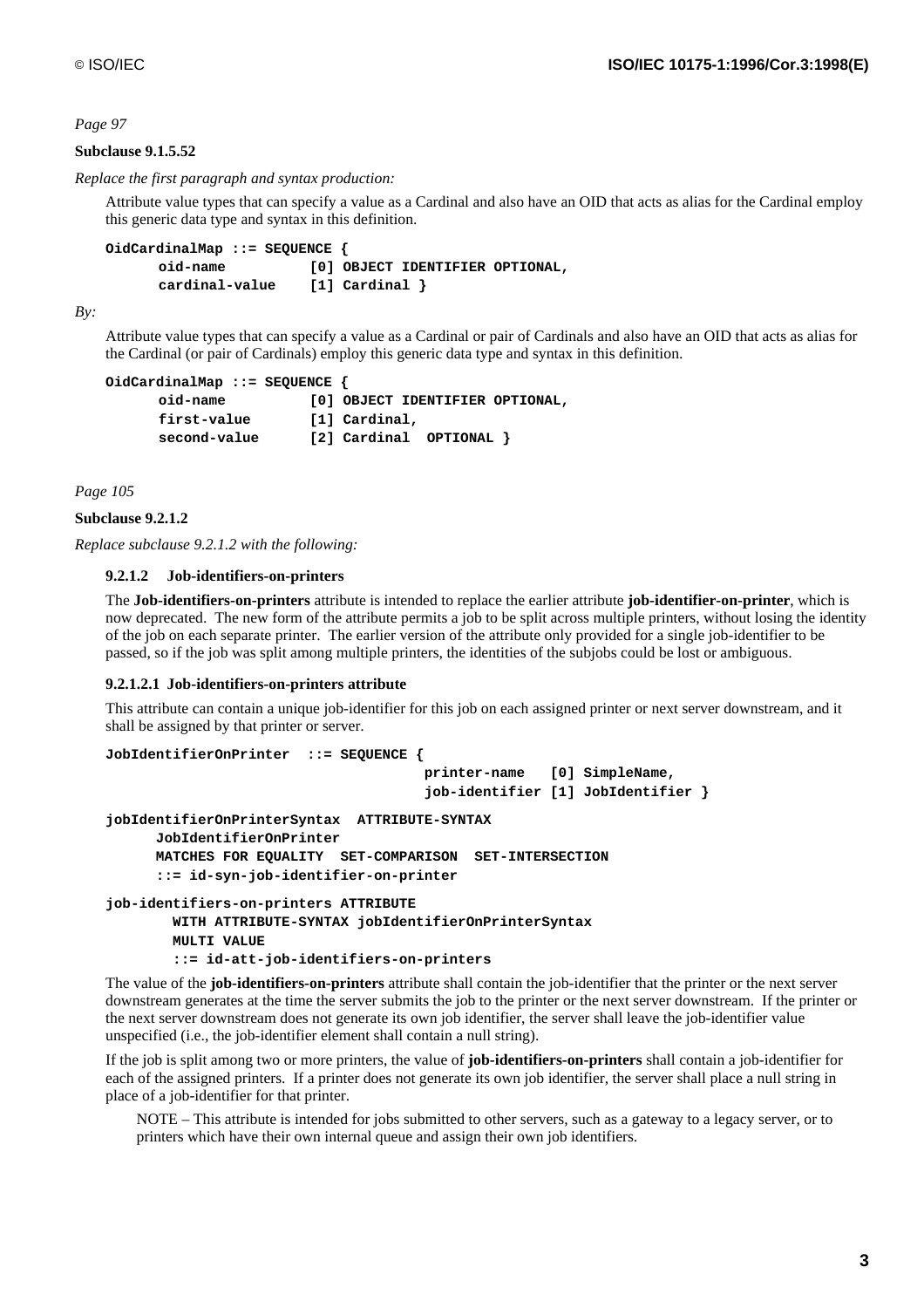*Page 97*

**Subclause 9.1.5.52**

*Replace the first paragraph and syntax production:*

Attribute value types that can specify a value as a Cardinal and also have an OID that acts as alias for the Cardinal employ this generic data type and syntax in this definition.

```
OidCardinalMap ::= SEQUENCE {
      oid-name          [0] OBJECT IDENTIFIER OPTIONAL,
      cardinal-value    [1] Cardinal }
```

*By:*

Attribute value types that can specify a value as a Cardinal or pair of Cardinals and also have an OID that acts as alias for the Cardinal (or pair of Cardinals) employ this generic data type and syntax in this definition.

```
OidCardinalMap ::= SEQUENCE {
      oid-name          [0] OBJECT IDENTIFIER OPTIONAL,
      first-value       [1] Cardinal,
      second-value      [2] Cardinal  OPTIONAL }
```

*Page 105*

**Subclause 9.2.1.2**

*Replace subclause 9.2.1.2 with the following:*

**9.2.1.2 Job-identifiers-on-printers**

The **Job-identifiers-on-printers** attribute is intended to replace the earlier attribute **job-identifier-on-printer**, which is now deprecated. The new form of the attribute permits a job to be split across multiple printers, without losing the identity of the job on each separate printer. The earlier version of the attribute only provided for a single job-identifier to be passed, so if the job was split among multiple printers, the identities of the subjobs could be lost or ambiguous.

**9.2.1.2.1 Job-identifiers-on-printers attribute**

This attribute can contain a unique job-identifier for this job on each assigned printer or next server downstream, and it shall be assigned by that printer or server.

```
JobIdentifierOnPrinter  ::= SEQUENCE {
                                      printer-name   [0] SimpleName,
                                      job-identifier [1] JobIdentifier }

jobIdentifierOnPrinterSyntax  ATTRIBUTE-SYNTAX
      JobIdentifierOnPrinter
      MATCHES FOR EQUALITY  SET-COMPARISON  SET-INTERSECTION
      ::= id-syn-job-identifier-on-printer

job-identifiers-on-printers ATTRIBUTE
        WITH ATTRIBUTE-SYNTAX jobIdentifierOnPrinterSyntax
        MULTI VALUE
        ::= id-att-job-identifiers-on-printers
```

The value of the **job-identifiers-on-printers** attribute shall contain the job-identifier that the printer or the next server downstream generates at the time the server submits the job to the printer or the next server downstream. If the printer or the next server downstream does not generate its own job identifier, the server shall leave the job-identifier value unspecified (i.e., the job-identifier element shall contain a null string).

If the job is split among two or more printers, the value of **job-identifiers-on-printers** shall contain a job-identifier for each of the assigned printers. If a printer does not generate its own job identifier, the server shall place a null string in place of a job-identifier for that printer.

NOTE – This attribute is intended for jobs submitted to other servers, such as a gateway to a legacy server, or to printers which have their own internal queue and assign their own job identifiers.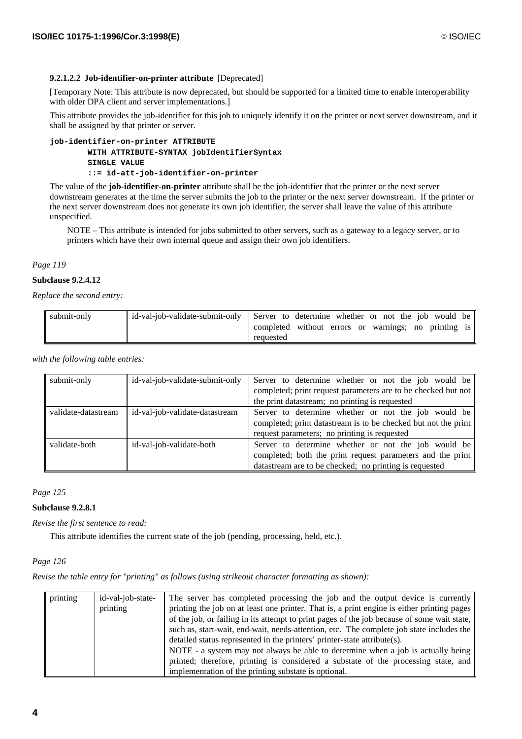#### 9.2.1.2.2 Job-identifier-on-printer attribute [Deprecated]

[Temporary Note: This attribute is now deprecated, but should be supported for a limited time to enable interoperability with older DPA client and server implementations.]

This attribute provides the job-identifier for this job to uniquely identify it on the printer or next server downstream, and it shall be assigned by that printer or server.

```
job-identifier-on-printer ATTRIBUTE
        WITH ATTRIBUTE-SYNTAX jobIdentifierSyntax
        SINGLE VALUE
        ::= id-att-job-identifier-on-printer
```

The value of the **job-identifier-on-printer** attribute shall be the job-identifier that the printer or the next server downstream generates at the time the server submits the job to the printer or the next server downstream. If the printer or the next server downstream does not generate its own job identifier, the server shall leave the value of this attribute unspecified.

NOTE – This attribute is intended for jobs submitted to other servers, such as a gateway to a legacy server, or to printers which have their own internal queue and assign their own job identifiers.

*Page 119*

**Subclause 9.2.4.12**

*Replace the second entry:*

| | | |
|---|---|---|
| submit-only | id-val-job-validate-submit-only | Server to determine whether or not the job would be completed without errors or warnings; no printing is requested |

*with the following table entries:*

| | | |
|---|---|---|
| submit-only | id-val-job-validate-submit-only | Server to determine whether or not the job would be completed; print request parameters are to be checked but not the print datastream; no printing is requested |
| validate-datastream | id-val-job-validate-datastream | Server to determine whether or not the job would be completed; print datastream is to be checked but not the print request parameters; no printing is requested |
| validate-both | id-val-job-validate-both | Server to determine whether or not the job would be completed; both the print request parameters and the print datastream are to be checked; no printing is requested |

*Page 125*

**Subclause 9.2.8.1**

*Revise the first sentence to read:*

This attribute identifies the current state of the job (pending, processing, held, etc.).

*Page 126*

*Revise the table entry for "printing" as follows (using strikeout character formatting as shown):*

| | | |
|---|---|---|
| printing | id-val-job-state-printing | The server has completed processing the job and the output device is currently printing the job on at least one printer. That is, a print engine is either printing pages of the job, or failing in its attempt to print pages of the job because of some wait state, such as, start-wait, end-wait, needs-attention, etc. The complete job state includes the detailed status represented in the printers' printer-state attribute(s).<br>NOTE - a system may not always be able to determine when a job is actually being printed; therefore, printing is considered a substate of the processing state, and implementation of the printing substate is optional. |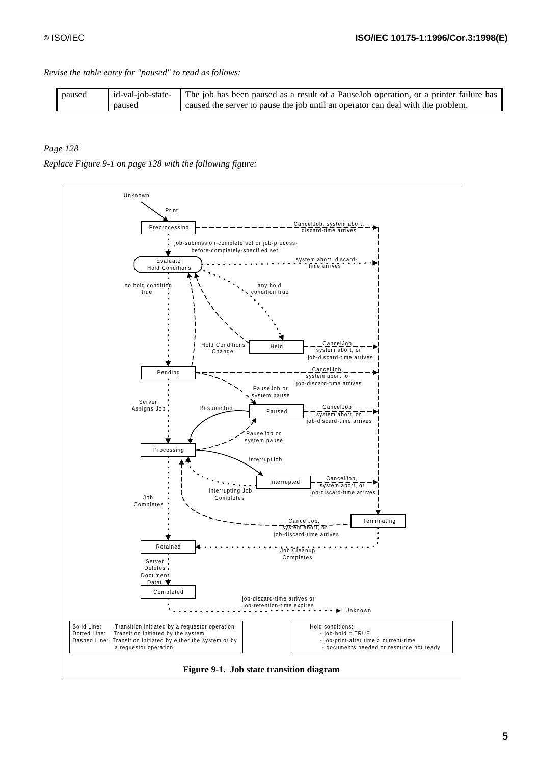*Revise the table entry for "paused" to read as follows:*

| paused | id-val-job-state-paused | The job has been paused as a result of a PauseJob operation, or a printer failure has caused the server to pause the job until an operator can deal with the problem. |
|---|---|---|

*Page 128*

*Replace Figure 9-1 on page 128 with the following figure:*

Solid Line: Transition initiated by a requestor operation
Dotted Line: Transition initiated by the system
Dashed Line: Transition initiated by either the system or by a requestor operation

Hold conditions:
- job-hold = TRUE
- job-print-after time > current-time
- documents needed or resource not ready

**Figure 9-1. Job state transition diagram**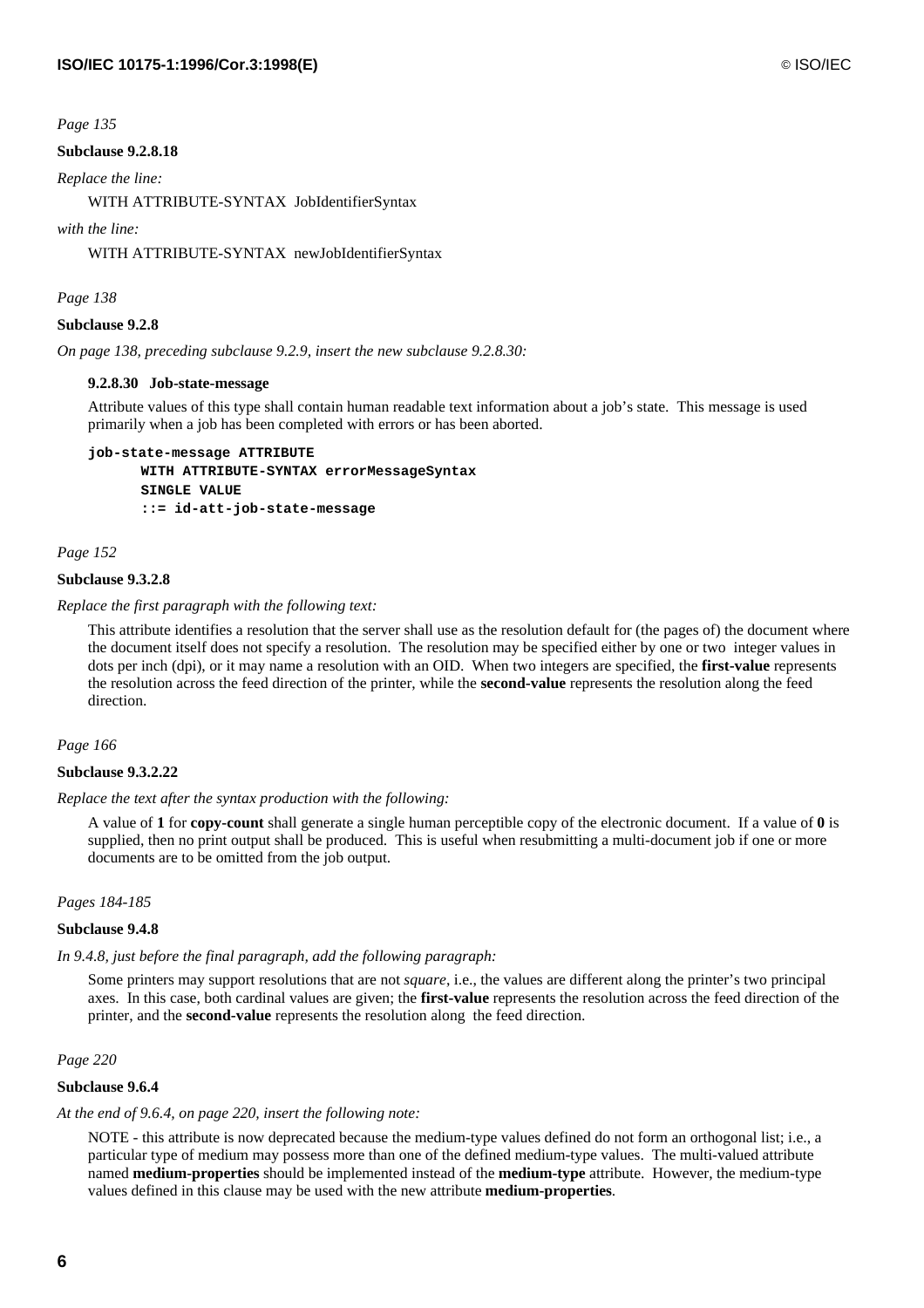*Page 135*

**Subclause 9.2.8.18**

*Replace the line:*

WITH ATTRIBUTE-SYNTAX JobIdentifierSyntax

*with the line:*

WITH ATTRIBUTE-SYNTAX newJobIdentifierSyntax

*Page 138*

**Subclause 9.2.8**

*On page 138, preceding subclause 9.2.9, insert the new subclause 9.2.8.30:*

**9.2.8.30 Job-state-message**

Attribute values of this type shall contain human readable text information about a job's state. This message is used primarily when a job has been completed with errors or has been aborted.

```
job-state-message ATTRIBUTE
      WITH ATTRIBUTE-SYNTAX errorMessageSyntax
      SINGLE VALUE
      ::= id-att-job-state-message
```

*Page 152*

**Subclause 9.3.2.8**

*Replace the first paragraph with the following text:*

This attribute identifies a resolution that the server shall use as the resolution default for (the pages of) the document where the document itself does not specify a resolution. The resolution may be specified either by one or two integer values in dots per inch (dpi), or it may name a resolution with an OID. When two integers are specified, the **first-value** represents the resolution across the feed direction of the printer, while the **second-value** represents the resolution along the feed direction.

*Page 166*

**Subclause 9.3.2.22**

*Replace the text after the syntax production with the following:*

A value of **1** for **copy-count** shall generate a single human perceptible copy of the electronic document. If a value of **0** is supplied, then no print output shall be produced. This is useful when resubmitting a multi-document job if one or more documents are to be omitted from the job output.

*Pages 184-185*

**Subclause 9.4.8**

*In 9.4.8, just before the final paragraph, add the following paragraph:*

Some printers may support resolutions that are not *square*, i.e., the values are different along the printer's two principal axes. In this case, both cardinal values are given; the **first-value** represents the resolution across the feed direction of the printer, and the **second-value** represents the resolution along the feed direction.

*Page 220*

**Subclause 9.6.4**

*At the end of 9.6.4, on page 220, insert the following note:*

NOTE - this attribute is now deprecated because the medium-type values defined do not form an orthogonal list; i.e., a particular type of medium may possess more than one of the defined medium-type values. The multi-valued attribute named **medium-properties** should be implemented instead of the **medium-type** attribute. However, the medium-type values defined in this clause may be used with the new attribute **medium-properties**.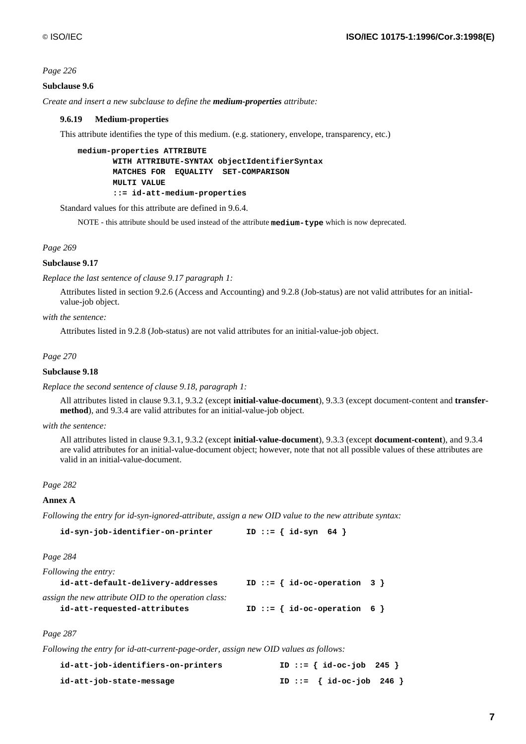*Page 226*

**Subclause 9.6**

*Create and insert a new subclause to define the **medium-properties** attribute:*

### 9.6.19 Medium-properties

This attribute identifies the type of this medium. (e.g. stationery, envelope, transparency, etc.)

```
medium-properties ATTRIBUTE
        WITH ATTRIBUTE-SYNTAX objectIdentifierSyntax
        MATCHES FOR  EQUALITY  SET-COMPARISON
        MULTI VALUE
        ::= id-att-medium-properties
```

Standard values for this attribute are defined in 9.6.4.

NOTE - this attribute should be used instead of the attribute **`medium-type`** which is now deprecated.

*Page 269*

**Subclause 9.17**

*Replace the last sentence of clause 9.17 paragraph 1:*

Attributes listed in section 9.2.6 (Access and Accounting) and 9.2.8 (Job-status) are not valid attributes for an initial-value-job object.

*with the sentence:*

Attributes listed in 9.2.8 (Job-status) are not valid attributes for an initial-value-job object.

*Page 270*

**Subclause 9.18**

*Replace the second sentence of clause 9.18, paragraph 1:*

All attributes listed in clause 9.3.1, 9.3.2 (except **initial-value-document**), 9.3.3 (except document-content and **transfer-method**), and 9.3.4 are valid attributes for an initial-value-job object.

*with the sentence:*

All attributes listed in clause 9.3.1, 9.3.2 (except **initial-value-document**), 9.3.3 (except **document-content**), and 9.3.4 are valid attributes for an initial-value-document object; however, note that not all possible values of these attributes are valid in an initial-value-document.

*Page 282*

**Annex A**

*Following the entry for id-syn-ignored-attribute, assign a new OID value to the new attribute syntax:*

```
id-syn-job-identifier-on-printer       ID ::= { id-syn  64 }
```

*Page 284*

*Following the entry:*

```
id-att-default-delivery-addresses      ID ::= { id-oc-operation  3 }
```

*assign the new attribute OID to the operation class:*

```
id-att-requested-attributes            ID ::= { id-oc-operation  6 }
```

*Page 287*

*Following the entry for id-att-current-page-order, assign new OID values as follows:*

```
id-att-job-identifiers-on-printers          ID ::= { id-oc-job  245 }
id-att-job-state-message                    ID ::=  { id-oc-job  246 }
```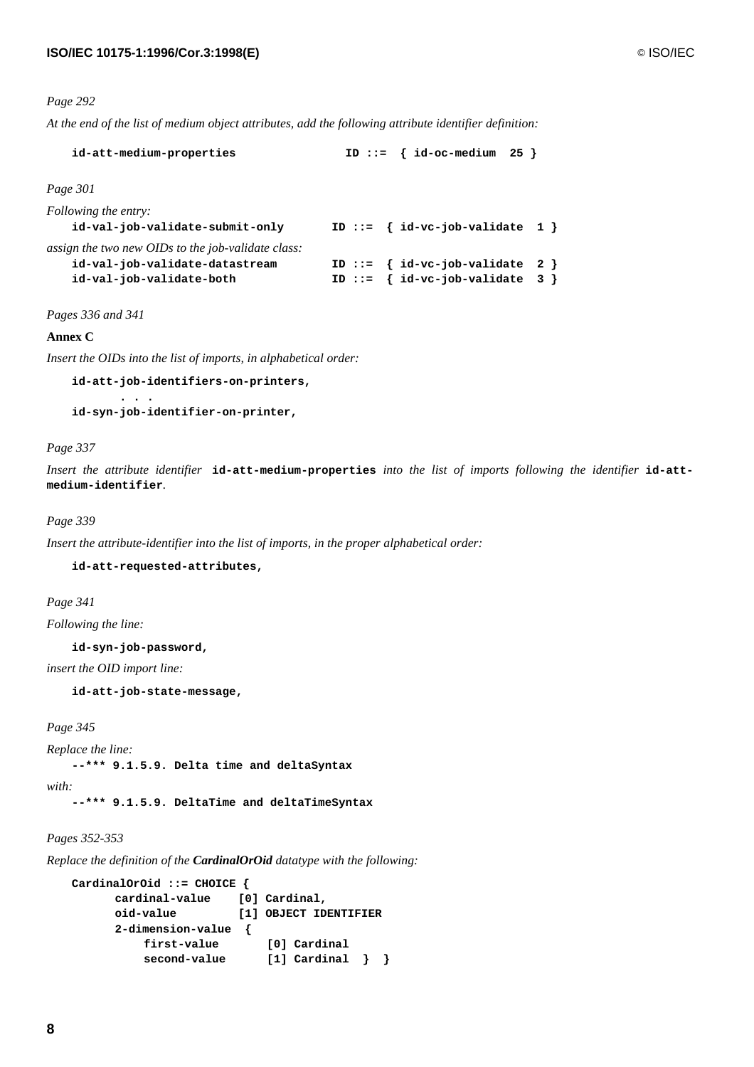*Page 292*

*At the end of the list of medium object attributes, add the following attribute identifier definition:*

```
id-att-medium-properties              ID ::=  { id-oc-medium  25 }
```

*Page 301*

*Following the entry:*

```
id-val-job-validate-submit-only       ID ::=  { id-vc-job-validate  1 }
```

*assign the two new OIDs to the job-validate class:*

```
id-val-job-validate-datastream        ID ::=  { id-vc-job-validate  2 }
id-val-job-validate-both              ID ::=  { id-vc-job-validate  3 }
```

*Pages 336 and 341*

**Annex C**

*Insert the OIDs into the list of imports, in alphabetical order:*

```
id-att-job-identifiers-on-printers,
        . . .
id-syn-job-identifier-on-printer,
```

*Page 337*

*Insert the attribute identifier* **`id-att-medium-properties`** *into the list of imports following the identifier* **`id-att-medium-identifier`**.

*Page 339*

*Insert the attribute-identifier into the list of imports, in the proper alphabetical order:*

```
id-att-requested-attributes,
```

*Page 341*

*Following the line:*

```
id-syn-job-password,
```

*insert the OID import line:*

```
id-att-job-state-message,
```

*Page 345*

*Replace the line:*

```
--*** 9.1.5.9. Delta time and deltaSyntax
```

*with:*

```
--*** 9.1.5.9. DeltaTime and deltaTimeSyntax
```

*Pages 352-353*

*Replace the definition of the* ***CardinalOrOid*** *datatype with the following:*

```
CardinalOrOid ::= CHOICE {
      cardinal-value    [0] Cardinal,
      oid-value         [1] OBJECT IDENTIFIER
      2-dimension-value  {
          first-value       [0] Cardinal
          second-value      [1] Cardinal  }  }
```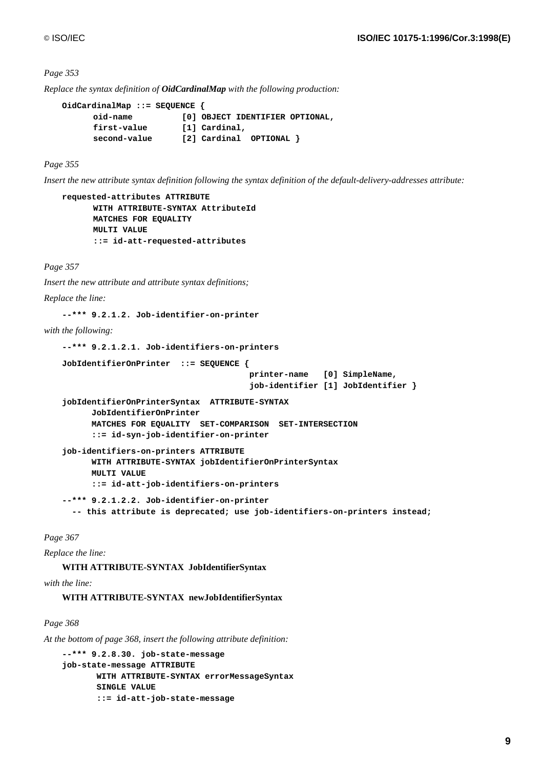*Page 353*

*Replace the syntax definition of* ***OidCardinalMap*** *with the following production:*

```
OidCardinalMap ::= SEQUENCE {
      oid-name          [0] OBJECT IDENTIFIER OPTIONAL,
      first-value       [1] Cardinal,
      second-value      [2] Cardinal  OPTIONAL }
```

*Page 355*

*Insert the new attribute syntax definition following the syntax definition of the default-delivery-addresses attribute:*

```
requested-attributes ATTRIBUTE
      WITH ATTRIBUTE-SYNTAX AttributeId
      MATCHES FOR EQUALITY
      MULTI VALUE
      ::= id-att-requested-attributes
```

*Page 357*

*Insert the new attribute and attribute syntax definitions;*

*Replace the line:*

```
--*** 9.2.1.2. Job-identifier-on-printer
```

*with the following:*

```
--*** 9.2.1.2.1. Job-identifiers-on-printers

JobIdentifierOnPrinter  ::= SEQUENCE {
                                    printer-name   [0] SimpleName,
                                    job-identifier [1] JobIdentifier }

jobIdentifierOnPrinterSyntax  ATTRIBUTE-SYNTAX
      JobIdentifierOnPrinter
      MATCHES FOR EQUALITY  SET-COMPARISON  SET-INTERSECTION
      ::= id-syn-job-identifier-on-printer

job-identifiers-on-printers ATTRIBUTE
      WITH ATTRIBUTE-SYNTAX jobIdentifierOnPrinterSyntax
      MULTI VALUE
      ::= id-att-job-identifiers-on-printers

--*** 9.2.1.2.2. Job-identifier-on-printer
  -- this attribute is deprecated; use job-identifiers-on-printers instead;
```

*Page 367*

*Replace the line:*

**WITH ATTRIBUTE-SYNTAX JobIdentifierSyntax**

*with the line:*

**WITH ATTRIBUTE-SYNTAX newJobIdentifierSyntax**

*Page 368*

*At the bottom of page 368, insert the following attribute definition:*

```
--*** 9.2.8.30. job-state-message
job-state-message ATTRIBUTE
       WITH ATTRIBUTE-SYNTAX errorMessageSyntax
       SINGLE VALUE
       ::= id-att-job-state-message
```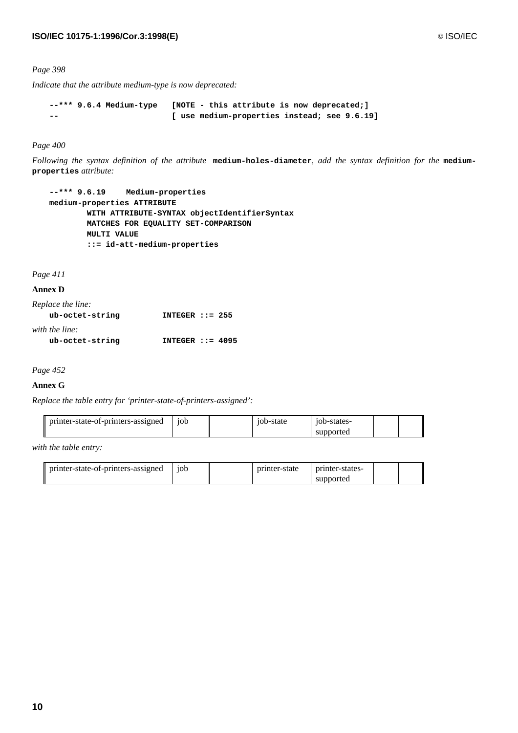*Page 398*

*Indicate that the attribute medium-type is now deprecated:*

```
--*** 9.6.4 Medium-type   [NOTE - this attribute is now deprecated;]
--                        [ use medium-properties instead; see 9.6.19]
```

*Page 400*

*Following the syntax definition of the attribute* **`medium-holes-diameter`***, add the syntax definition for the* **`medium-properties`** *attribute:*

```
--*** 9.6.19     Medium-properties
medium-properties ATTRIBUTE
        WITH ATTRIBUTE-SYNTAX objectIdentifierSyntax
        MATCHES FOR EQUALITY SET-COMPARISON
        MULTI VALUE
        ::= id-att-medium-properties
```

*Page 411*

**Annex D**

*Replace the line:*

```
ub-octet-string         INTEGER ::= 255
```

*with the line:*

```
ub-octet-string         INTEGER ::= 4095
```

*Page 452*

**Annex G**

*Replace the table entry for 'printer-state-of-printers-assigned':*

| | | | | | | |
|---|---|---|---|---|---|---|
| printer-state-of-printers-assigned | job | | job-state | job-states-supported | | |

*with the table entry:*

| | | | | | | |
|---|---|---|---|---|---|---|
| printer-state-of-printers-assigned | job | | printer-state | printer-states-supported | | |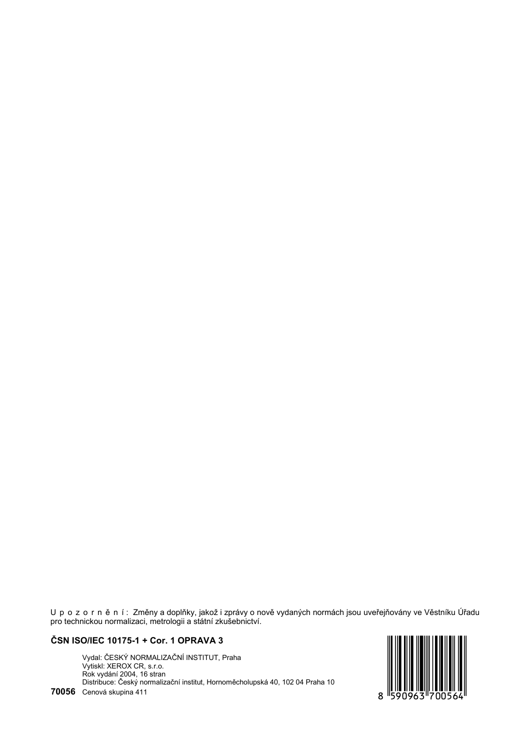U p o z o r n ě n í : Změny a doplňky, jakož i zprávy o nově vydaných normách jsou uveřejňovány ve Věstníku Úřadu pro technickou normalizaci, metrologii a státní zkušebnictví.

**ČSN ISO/IEC 10175-1 + Cor. 1 OPRAVA 3**

Vydal: ČESKÝ NORMALIZAČNÍ INSTITUT, Praha
Vytiskl: XEROX CR, s.r.o.
Rok vydání 2004, 16 stran
Distribuce: Český normalizační institut, Hornoměcholupská 40, 102 04 Praha 10

**70056** Cenová skupina 411

8 590963 700564